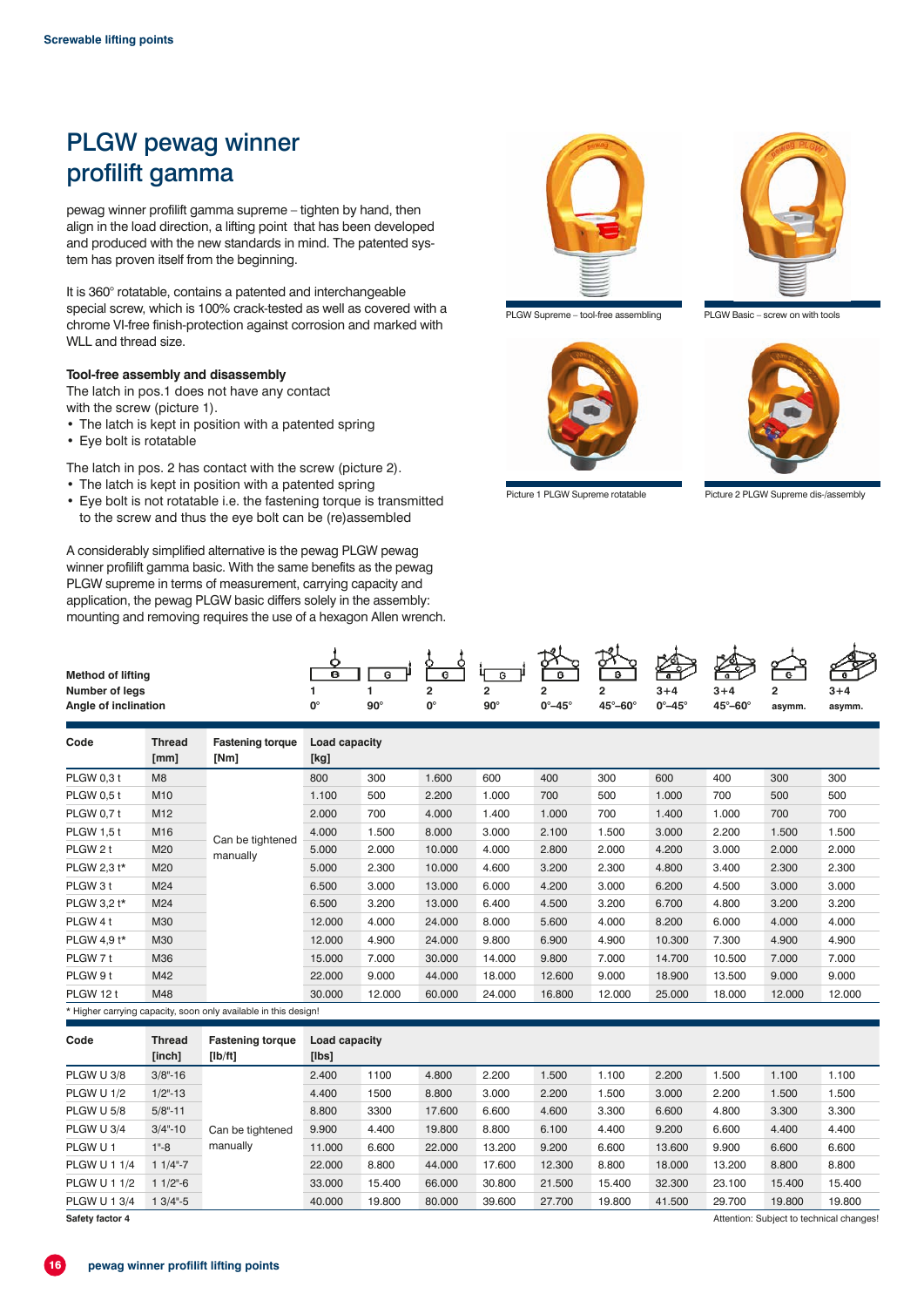# PLGW pewag winner profilift gamma

pewag winner profilift gamma supreme – tighten by hand, then align in the load direction, a lifting point that has been developed and produced with the new standards in mind. The patented system has proven itself from the beginning.

It is 360° rotatable, contains a patented and interchangeable special screw, which is 100% crack-tested as well as covered with a chrome VI-free finish-protection against corrosion and marked with WLL and thread size.

**Tool-free assembly and disassembly**

The latch in pos.1 does not have any contact with the screw (picture 1).

- The latch is kept in position with a patented spring
- Eye bolt is rotatable

The latch in pos. 2 has contact with the screw (picture 2).

- The latch is kept in position with a patented spring
- Eye bolt is not rotatable i.e. the fastening torque is transmitted to the screw and thus the eye bolt can be (re)assembled

A considerably simplified alternative is the pewag PLGW pewag winner profilift gamma basic. With the same benefits as the pewag PLGW supreme in terms of measurement, carrying capacity and application, the pewag PLGW basic differs solely in the assembly: mounting and removing requires the use of a hexagon Allen wrench.

PLGW Supreme – tool-free assembling

PLGW Basic – screw on with tools

Picture 1 PLGW Supreme rotatable

Picture 2 PLGW Supreme dis-/assembly

| Method of lifting | | | | | | | | | | | | |
|---|---|---|---|---|---|---|---|---|---|---|---|---|
| Number of legs | | | 1 | 1 | 2 | 2 | 2 | 2 | 3+4 | 3+4 | 2 | 3+4 |
| Angle of inclination | | | 0° | 90° | 0° | 90° | 0°–45° | 45°–60° | 0°–45° | 45°–60° | asymm. | asymm. |
| **Code** | **Thread [mm]** | **Fastening torque [Nm]** | **Load capacity [kg]** | | | | | | | | | |
| PLGW 0,3 t | M8 | Can be tightened manually | 800 | 300 | 1.600 | 600 | 400 | 300 | 600 | 400 | 300 | 300 |
| PLGW 0,5 t | M10 | | 1.100 | 500 | 2.200 | 1.000 | 700 | 500 | 1.000 | 700 | 500 | 500 |
| PLGW 0,7 t | M12 | | 2.000 | 700 | 4.000 | 1.400 | 1.000 | 700 | 1.400 | 1.000 | 700 | 700 |
| PLGW 1,5 t | M16 | | 4.000 | 1.500 | 8.000 | 3.000 | 2.100 | 1.500 | 3.000 | 2.200 | 1.500 | 1.500 |
| PLGW 2 t | M20 | | 5.000 | 2.000 | 10.000 | 4.000 | 2.800 | 2.000 | 4.200 | 3.000 | 2.000 | 2.000 |
| PLGW 2,3 t* | M20 | | 5.000 | 2.300 | 10.000 | 4.600 | 3.200 | 2.300 | 4.800 | 3.400 | 2.300 | 2.300 |
| PLGW 3 t | M24 | | 6.500 | 3.000 | 13.000 | 6.000 | 4.200 | 3.000 | 6.200 | 4.500 | 3.000 | 3.000 |
| PLGW 3,2 t* | M24 | | 6.500 | 3.200 | 13.000 | 6.400 | 4.500 | 3.200 | 6.700 | 4.800 | 3.200 | 3.200 |
| PLGW 4 t | M30 | | 12.000 | 4.000 | 24.000 | 8.000 | 5.600 | 4.000 | 8.200 | 6.000 | 4.000 | 4.000 |
| PLGW 4,9 t* | M30 | | 12.000 | 4.900 | 24.000 | 9.800 | 6.900 | 4.900 | 10.300 | 7.300 | 4.900 | 4.900 |
| PLGW 7 t | M36 | | 15.000 | 7.000 | 30.000 | 14.000 | 9.800 | 7.000 | 14.700 | 10.500 | 7.000 | 7.000 |
| PLGW 9 t | M42 | | 22.000 | 9.000 | 44.000 | 18.000 | 12.600 | 9.000 | 18.900 | 13.500 | 9.000 | 9.000 |
| PLGW 12 t | M48 | | 30.000 | 12.000 | 60.000 | 24.000 | 16.800 | 12.000 | 25.000 | 18.000 | 12.000 | 12.000 |

\* Higher carrying capacity, soon only available in this design!

| Code | Thread [inch] | Fastening torque [lb/ft] | Load capacity [lbs] | | | | | | | | | |
|---|---|---|---|---|---|---|---|---|---|---|---|---|
| PLGW U 3/8 | 3/8"-16 | Can be tightened manually | 2.400 | 1100 | 4.800 | 2.200 | 1.500 | 1.100 | 2.200 | 1.500 | 1.100 | 1.100 |
| PLGW U 1/2 | 1/2"-13 | | 4.400 | 1500 | 8.800 | 3.000 | 2.200 | 1.500 | 3.000 | 2.200 | 1.500 | 1.500 |
| PLGW U 5/8 | 5/8"-11 | | 8.800 | 3300 | 17.600 | 6.600 | 4.600 | 3.300 | 6.600 | 4.800 | 3.300 | 3.300 |
| PLGW U 3/4 | 3/4"-10 | | 9.900 | 4.400 | 19.800 | 8.800 | 6.100 | 4.400 | 9.200 | 6.600 | 4.400 | 4.400 |
| PLGW U 1 | 1"-8 | | 11.000 | 6.600 | 22.000 | 13.200 | 9.200 | 6.600 | 13.600 | 9.900 | 6.600 | 6.600 |
| PLGW U 1 1/4 | 1 1/4"-7 | | 22.000 | 8.800 | 44.000 | 17.600 | 12.300 | 8.800 | 18.000 | 13.200 | 8.800 | 8.800 |
| PLGW U 1 1/2 | 1 1/2"-6 | | 33.000 | 15.400 | 66.000 | 30.800 | 21.500 | 15.400 | 32.300 | 23.100 | 15.400 | 15.400 |
| PLGW U 1 3/4 | 1 3/4"-5 | | 40.000 | 19.800 | 80.000 | 39.600 | 27.700 | 19.800 | 41.500 | 29.700 | 19.800 | 19.800 |

**Safety factor 4**

Attention: Subject to technical changes!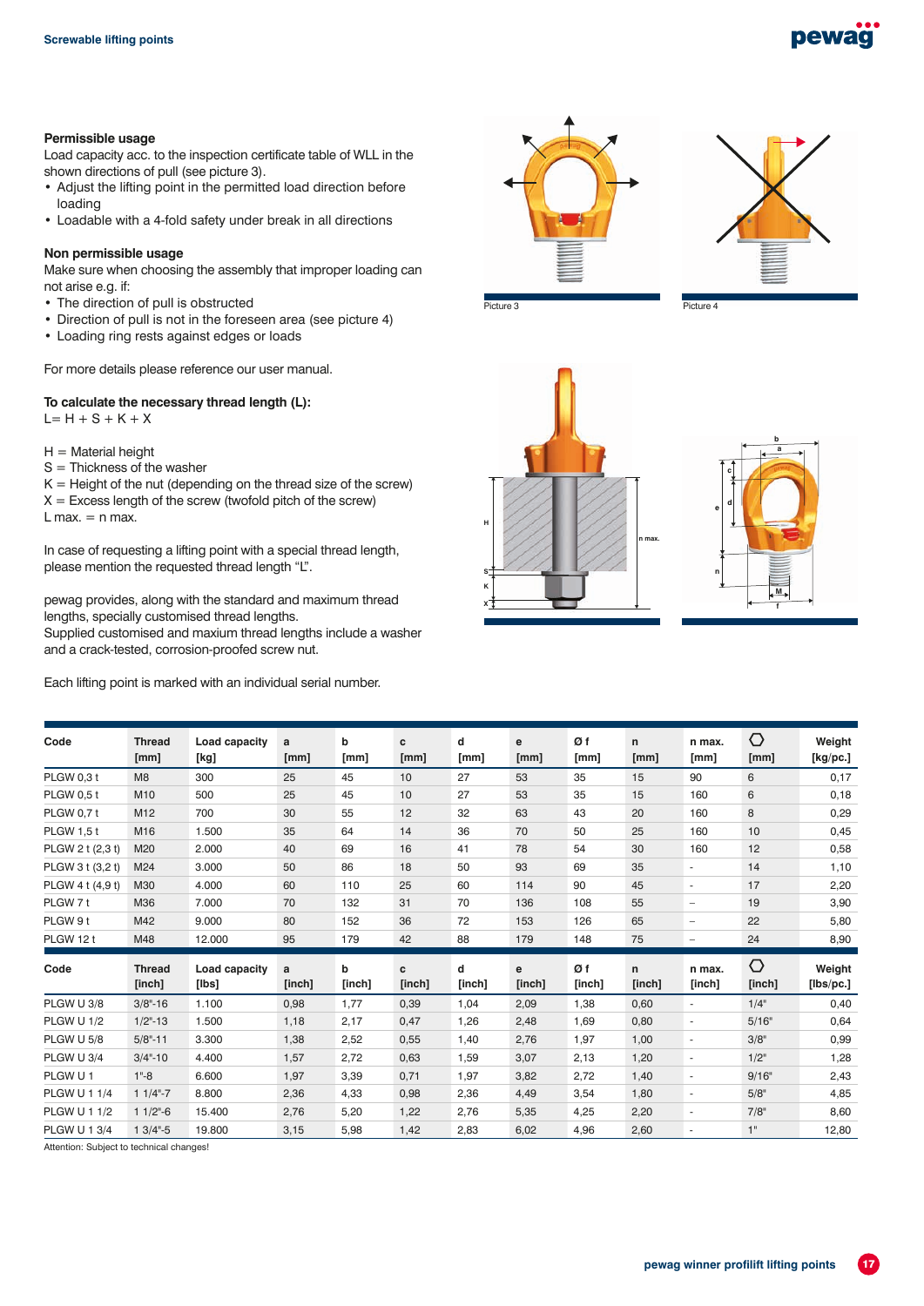### Permissible usage

Load capacity acc. to the inspection certificate table of WLL in the shown directions of pull (see picture 3).

- Adjust the lifting point in the permitted load direction before loading
- Loadable with a 4-fold safety under break in all directions

### Non permissible usage

Make sure when choosing the assembly that improper loading can not arise e.g. if:

- The direction of pull is obstructed
- Direction of pull is not in the foreseen area (see picture 4)
- Loading ring rests against edges or loads

For more details please reference our user manual.

**To calculate the necessary thread length (L):**
L= H + S + K + X

H = Material height
S = Thickness of the washer
K = Height of the nut (depending on the thread size of the screw)
X = Excess length of the screw (twofold pitch of the screw)
L max. = n max.

In case of requesting a lifting point with a special thread length, please mention the requested thread length "L".

pewag provides, along with the standard and maximum thread lengths, specially customised thread lengths.
Supplied customised and maxium thread lengths include a washer and a crack-tested, corrosion-proofed screw nut.

Each lifting point is marked with an individual serial number.

Picture 3

Picture 4

| Code | Thread | Load capacity [kg] | a [mm] | b [mm] | c [mm] | d [mm] | e [mm] | Ø f [mm] | n [mm] | n max. [mm] | ⬡ [mm] | Weight [kg/pc.] |
|---|---|---|---|---|---|---|---|---|---|---|---|---|
| PLGW 0,3 t | M8 | 300 | 25 | 45 | 10 | 27 | 53 | 35 | 15 | 90 | 6 | 0,17 |
| PLGW 0,5 t | M10 | 500 | 25 | 45 | 10 | 27 | 53 | 35 | 15 | 160 | 6 | 0,18 |
| PLGW 0,7 t | M12 | 700 | 30 | 55 | 12 | 32 | 63 | 43 | 20 | 160 | 8 | 0,29 |
| PLGW 1,5 t | M16 | 1.500 | 35 | 64 | 14 | 36 | 70 | 50 | 25 | 160 | 10 | 0,45 |
| PLGW 2 t (2,3 t) | M20 | 2.000 | 40 | 69 | 16 | 41 | 78 | 54 | 30 | 160 | 12 | 0,58 |
| PLGW 3 t (3,2 t) | M24 | 3.000 | 50 | 86 | 18 | 50 | 93 | 69 | 35 | - | 14 | 1,10 |
| PLGW 4 t (4,9 t) | M30 | 4.000 | 60 | 110 | 25 | 60 | 114 | 90 | 45 | - | 17 | 2,20 |
| PLGW 7 t | M36 | 7.000 | 70 | 132 | 31 | 70 | 136 | 108 | 55 | – | 19 | 3,90 |
| PLGW 9 t | M42 | 9.000 | 80 | 152 | 36 | 72 | 153 | 126 | 65 | – | 22 | 5,80 |
| PLGW 12 t | M48 | 12.000 | 95 | 179 | 42 | 88 | 179 | 148 | 75 | – | 24 | 8,90 |

| Code | Thread [inch] | Load capacity [lbs] | a [inch] | b [inch] | c [inch] | d [inch] | e [inch] | Ø f [inch] | n [inch] | n max. [inch] | ⬡ [inch] | Weight [lbs/pc.] |
|---|---|---|---|---|---|---|---|---|---|---|---|---|
| PLGW U 3/8 | 3/8"-16 | 1.100 | 0,98 | 1,77 | 0,39 | 1,04 | 2,09 | 1,38 | 0,60 | - | 1/4" | 0,40 |
| PLGW U 1/2 | 1/2"-13 | 1.500 | 1,18 | 2,17 | 0,47 | 1,26 | 2,48 | 1,69 | 0,80 | - | 5/16" | 0,64 |
| PLGW U 5/8 | 5/8"-11 | 3.300 | 1,38 | 2,52 | 0,55 | 1,40 | 2,76 | 1,97 | 1,00 | - | 3/8" | 0,99 |
| PLGW U 3/4 | 3/4"-10 | 4.400 | 1,57 | 2,72 | 0,63 | 1,59 | 3,07 | 2,13 | 1,20 | - | 1/2" | 1,28 |
| PLGW U 1 | 1"-8 | 6.600 | 1,97 | 3,39 | 0,71 | 1,97 | 3,82 | 2,72 | 1,40 | - | 9/16" | 2,43 |
| PLGW U 1 1/4 | 1 1/4"-7 | 8.800 | 2,36 | 4,33 | 0,98 | 2,36 | 4,49 | 3,54 | 1,80 | - | 5/8" | 4,85 |
| PLGW U 1 1/2 | 1 1/2"-6 | 15.400 | 2,76 | 5,20 | 1,22 | 2,76 | 5,35 | 4,25 | 2,20 | - | 7/8" | 8,60 |
| PLGW U 1 3/4 | 1 3/4"-5 | 19.800 | 3,15 | 5,98 | 1,42 | 2,83 | 6,02 | 4,96 | 2,60 | - | 1" | 12,80 |

Attention: Subject to technical changes!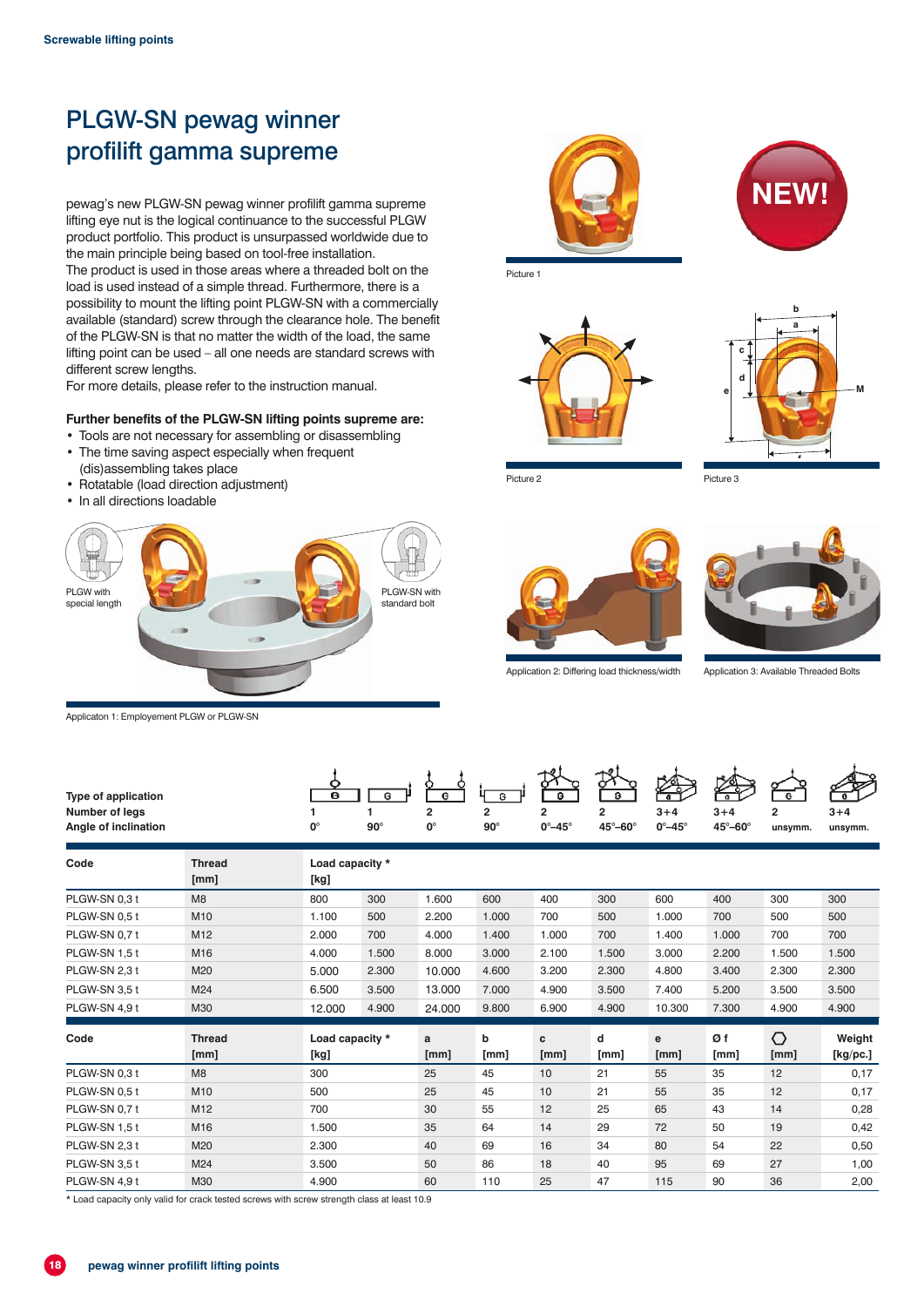# PLGW-SN pewag winner profilift gamma supreme

pewag's new PLGW-SN pewag winner profilift gamma supreme lifting eye nut is the logical continuance to the successful PLGW product portfolio. This product is unsurpassed worldwide due to the main principle being based on tool-free installation.
The product is used in those areas where a threaded bolt on the load is used instead of a simple thread. Furthermore, there is a possibility to mount the lifting point PLGW-SN with a commercially available (standard) screw through the clearance hole. The benefit of the PLGW-SN is that no matter the width of the load, the same lifting point can be used – all one needs are standard screws with different screw lengths.
For more details, please refer to the instruction manual.

**Further benefits of the PLGW-SN lifting points supreme are:**

- Tools are not necessary for assembling or disassembling
- The time saving aspect especially when frequent (dis)assembling takes place
- Rotatable (load direction adjustment)
- In all directions loadable

NEW!

Picture 1

Picture 2

Picture 3

PLGW with special length

PLGW-SN with standard bolt

Applicaton 1: Employement PLGW or PLGW-SN

Application 2: Differing load thickness/width

Application 3: Available Threaded Bolts

| Type of application | | | | | | | | | | | |
|---|---|---|---|---|---|---|---|---|---|---|---|
| Number of legs | | 1 | 1 | 2 | 2 | 2 | 2 | 3+4 | 3+4 | 2 | 3+4 |
| Angle of inclination | | 0° | 90° | 0° | 90° | 0°–45° | 45°–60° | 0°–45° | 45°–60° | unsymm. | unsymm. |
| **Code** | **Thread [mm]** | **Load capacity * [kg]** | | | | | | | | | |
| PLGW-SN 0,3 t | M8 | 800 | 300 | 1.600 | 600 | 400 | 300 | 600 | 400 | 300 | 300 |
| PLGW-SN 0,5 t | M10 | 1.100 | 500 | 2.200 | 1.000 | 700 | 500 | 1.000 | 700 | 500 | 500 |
| PLGW-SN 0,7 t | M12 | 2.000 | 700 | 4.000 | 1.400 | 1.000 | 700 | 1.400 | 1.000 | 700 | 700 |
| PLGW-SN 1,5 t | M16 | 4.000 | 1.500 | 8.000 | 3.000 | 2.100 | 1.500 | 3.000 | 2.200 | 1.500 | 1.500 |
| PLGW-SN 2,3 t | M20 | 5.000 | 2.300 | 10.000 | 4.600 | 3.200 | 2.300 | 4.800 | 3.400 | 2.300 | 2.300 |
| PLGW-SN 3,5 t | M24 | 6.500 | 3.500 | 13.000 | 7.000 | 4.900 | 3.500 | 7.400 | 5.200 | 3.500 | 3.500 |
| PLGW-SN 4,9 t | M30 | 12.000 | 4.900 | 24.000 | 9.800 | 6.900 | 4.900 | 10.300 | 7.300 | 4.900 | 4.900 |

| Code | Thread [mm] | Load capacity * [kg] | a [mm] | b [mm] | c [mm] | d [mm] | e [mm] | Ø f [mm] | ⬡ [mm] | Weight [kg/pc.] |
|---|---|---|---|---|---|---|---|---|---|---|
| PLGW-SN 0,3 t | M8 | 300 | 25 | 45 | 10 | 21 | 55 | 35 | 12 | 0,17 |
| PLGW-SN 0,5 t | M10 | 500 | 25 | 45 | 10 | 21 | 55 | 35 | 12 | 0,17 |
| PLGW-SN 0,7 t | M12 | 700 | 30 | 55 | 12 | 25 | 65 | 43 | 14 | 0,28 |
| PLGW-SN 1,5 t | M16 | 1.500 | 35 | 64 | 14 | 29 | 72 | 50 | 19 | 0,42 |
| PLGW-SN 2,3 t | M20 | 2.300 | 40 | 69 | 16 | 34 | 80 | 54 | 22 | 0,50 |
| PLGW-SN 3,5 t | M24 | 3.500 | 50 | 86 | 18 | 40 | 95 | 69 | 27 | 1,00 |
| PLGW-SN 4,9 t | M30 | 4.900 | 60 | 110 | 25 | 47 | 115 | 90 | 36 | 2,00 |

\* Load capacity only valid for crack tested screws with screw strength class at least 10.9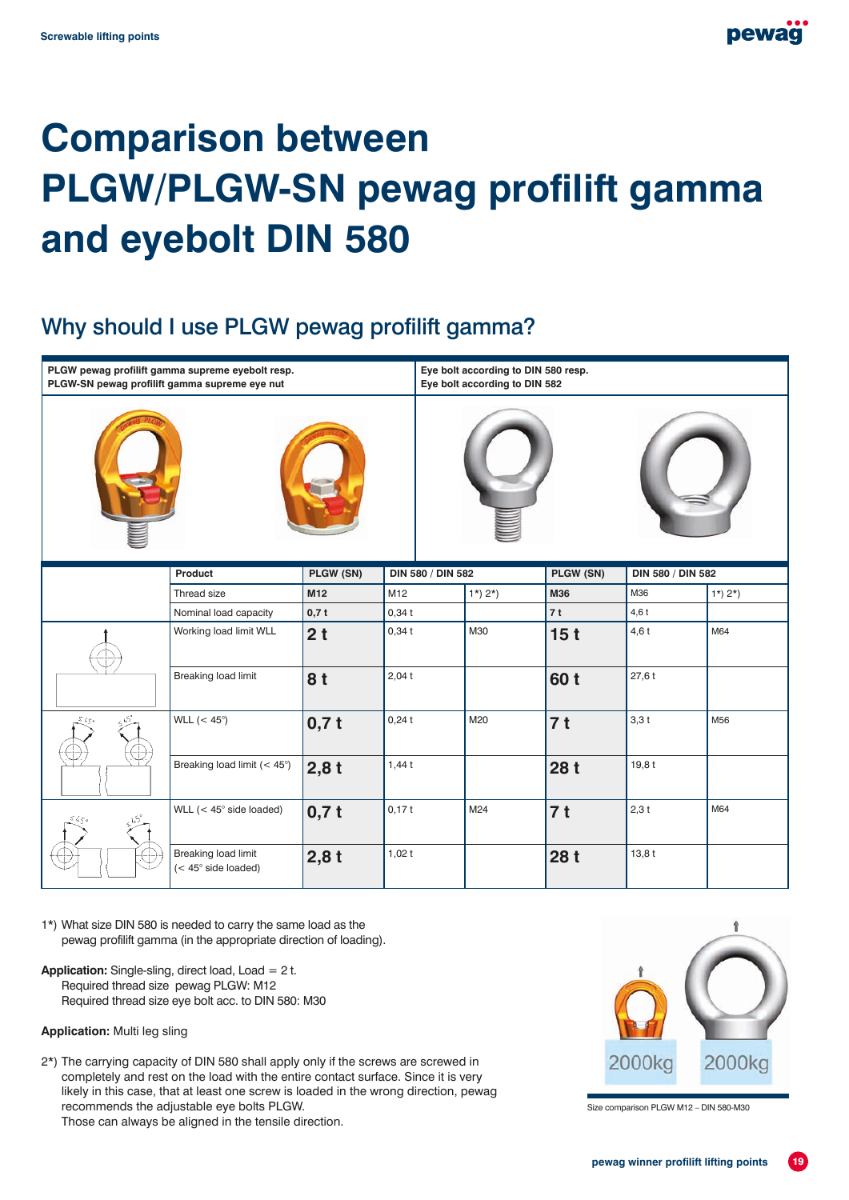# Comparison between PLGW/PLGW-SN pewag profilift gamma and eyebolt DIN 580

## Why should I use PLGW pewag profilift gamma?

| PLGW pewag profilift gamma supreme eyebolt resp. PLGW-SN pewag profilift gamma supreme eye nut | Eye bolt according to DIN 580 resp. Eye bolt according to DIN 582 |
|---|---|

| | Product | PLGW (SN) | DIN 580 / DIN 582 | | PLGW (SN) | DIN 580 / DIN 582 | |
|---|---|---|---|---|---|---|---|
| | Thread size | **M12** | M12 | 1*) 2*) | **M36** | M36 | 1*) 2*) |
| | Nominal load capacity | **0,7 t** | 0,34 t | | **7 t** | 4,6 t | |
| | Working load limit WLL | **2 t** | 0,34 t | M30 | **15 t** | 4,6 t | M64 |
| | Breaking load limit | **8 t** | 2,04 t | | **60 t** | 27,6 t | |
| ≤ 45° | WLL (< 45°) | **0,7 t** | 0,24 t | M20 | **7 t** | 3,3 t | M56 |
| | Breaking load limit (< 45°) | **2,8 t** | 1,44 t | | **28 t** | 19,8 t | |
| ≤ 45° | WLL (< 45° side loaded) | **0,7 t** | 0,17 t | M24 | **7 t** | 2,3 t | M64 |
| | Breaking load limit (< 45° side loaded) | **2,8 t** | 1,02 t | | **28 t** | 13,8 t | |

1*) What size DIN 580 is needed to carry the same load as the pewag profilift gamma (in the appropriate direction of loading).

**Application:** Single-sling, direct load, Load = 2 t.
Required thread size pewag PLGW: M12
Required thread size eye bolt acc. to DIN 580: M30

**Application:** Multi leg sling

2*) The carrying capacity of DIN 580 shall apply only if the screws are screwed in completely and rest on the load with the entire contact surface. Since it is very likely in this case, that at least one screw is loaded in the wrong direction, pewag recommends the adjustable eye bolts PLGW.
Those can always be aligned in the tensile direction.

2000kg
2000kg

Size comparison PLGW M12 – DIN 580-M30